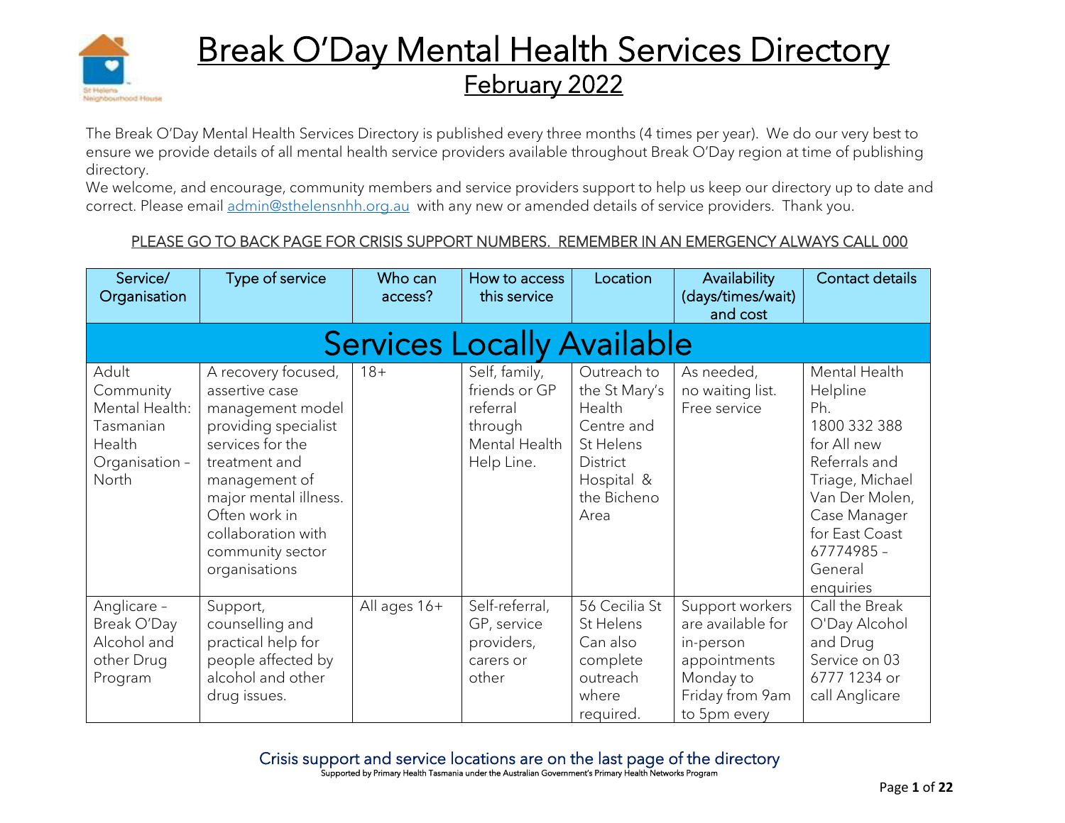# Break O'Day Mental Health Services Directory

## February 2022

The Break O'Day Mental Health Services Directory is published every three months (4 times per year). We do our very best to ensure we provide details of all mental health service providers available throughout Break O'Day region at time of publishing directory.

We welcome, and encourage, community members and service providers support to help us keep our directory up to date and correct. Please email admin@sthelensnhh.org.au with any new or amended details of service providers. Thank you.

PLEASE GO TO BACK PAGE FOR CRISIS SUPPORT NUMBERS. REMEMBER IN AN EMERGENCY ALWAYS CALL 000

| Service/ Organisation | Type of service | Who can access? | How to access this service | Location | Availability (days/times/wait) and cost | Contact details |
|---|---|---|---|---|---|---|
| **Services Locally Available** | | | | | | |
| Adult Community Mental Health: Tasmanian Health Organisation – North | A recovery focused, assertive case management model providing specialist services for the treatment and management of major mental illness. Often work in collaboration with community sector organisations | 18+ | Self, family, friends or GP referral through Mental Health Help Line. | Outreach to the St Mary's Health Centre and St Helens District Hospital & the Bicheno Area | As needed, no waiting list. Free service | Mental Health Helpline Ph. 1800 332 388 for All new Referrals and Triage, Michael Van Der Molen, Case Manager for East Coast 67774985 – General enquiries |
| Anglicare – Break O'Day Alcohol and other Drug Program | Support, counselling and practical help for people affected by alcohol and other drug issues. | All ages 16+ | Self-referral, GP, service providers, carers or other | 56 Cecilia St St Helens Can also complete outreach where required. | Support workers are available for in-person appointments Monday to Friday from 9am to 5pm every | Call the Break O'Day Alcohol and Drug Service on 03 6777 1234 or call Anglicare |

Crisis support and service locations are on the last page of the directory

Supported by Primary Health Tasmania under the Australian Government's Primary Health Networks Program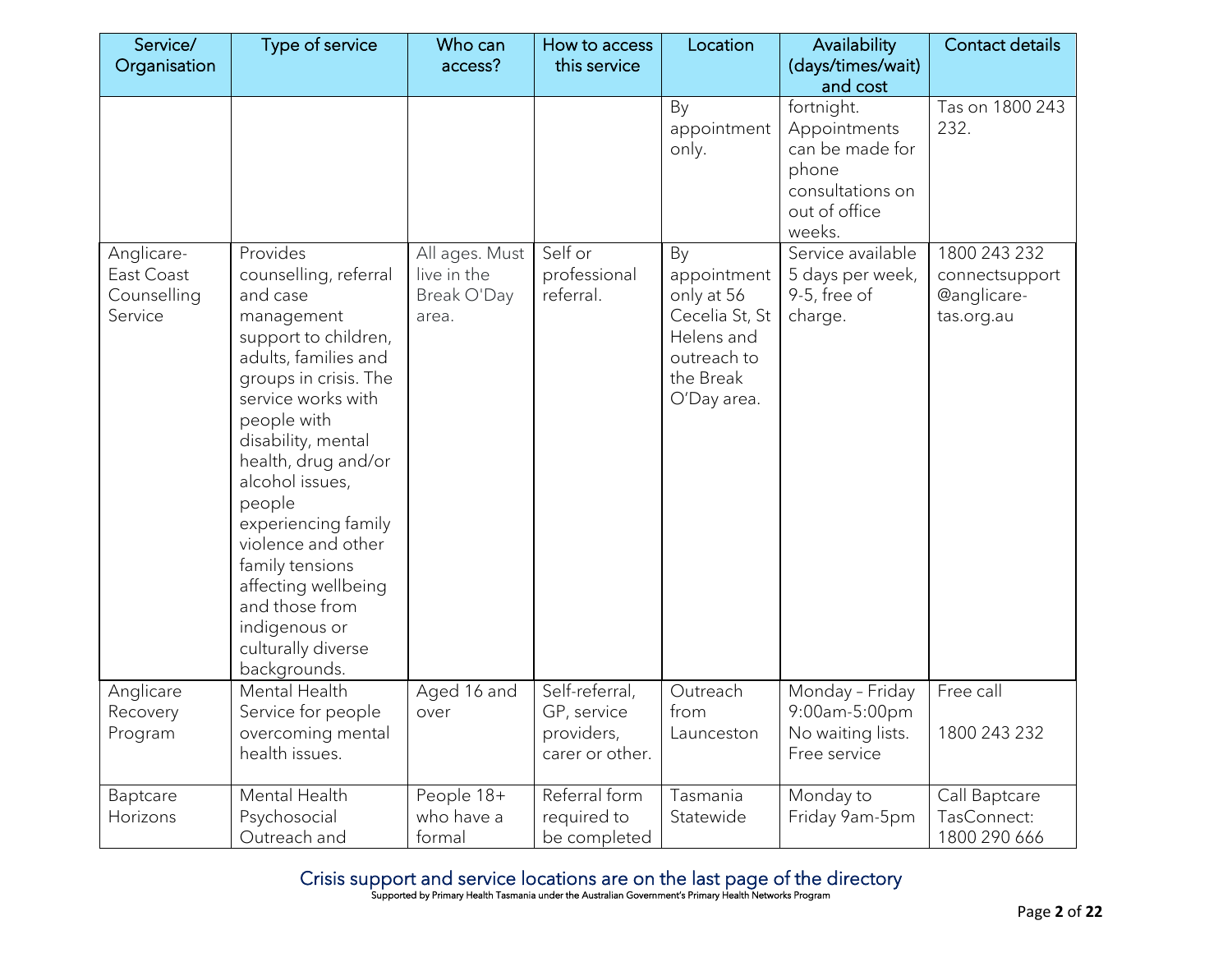| Service/ Organisation | Type of service | Who can access? | How to access this service | Location | Availability (days/times/wait) and cost | Contact details |
|---|---|---|---|---|---|---|
| | | | | By appointment only. | fortnight. Appointments can be made for phone consultations on out of office weeks. | Tas on 1800 243 232. |
| Anglicare- East Coast Counselling Service | Provides counselling, referral and case management support to children, adults, families and groups in crisis. The service works with people with disability, mental health, drug and/or alcohol issues, people experiencing family violence and other family tensions affecting wellbeing and those from indigenous or culturally diverse backgrounds. | All ages. Must live in the Break O'Day area. | Self or professional referral. | By appointment only at 56 Cecelia St, St Helens and outreach to the Break O'Day area. | Service available 5 days per week, 9-5, free of charge. | 1800 243 232 connectsupport@anglicare-tas.org.au |
| Anglicare Recovery Program | Mental Health Service for people overcoming mental health issues. | Aged 16 and over | Self-referral, GP, service providers, carer or other. | Outreach from Launceston | Monday – Friday 9:00am-5:00pm No waiting lists. Free service | Free call 1800 243 232 |
| Baptcare Horizons | Mental Health Psychosocial Outreach and | People 18+ who have a formal | Referral form required to be completed | Tasmania Statewide | Monday to Friday 9am-5pm | Call Baptcare TasConnect: 1800 290 666 |

Crisis support and service locations are on the last page of the directory

Supported by Primary Health Tasmania under the Australian Government's Primary Health Networks Program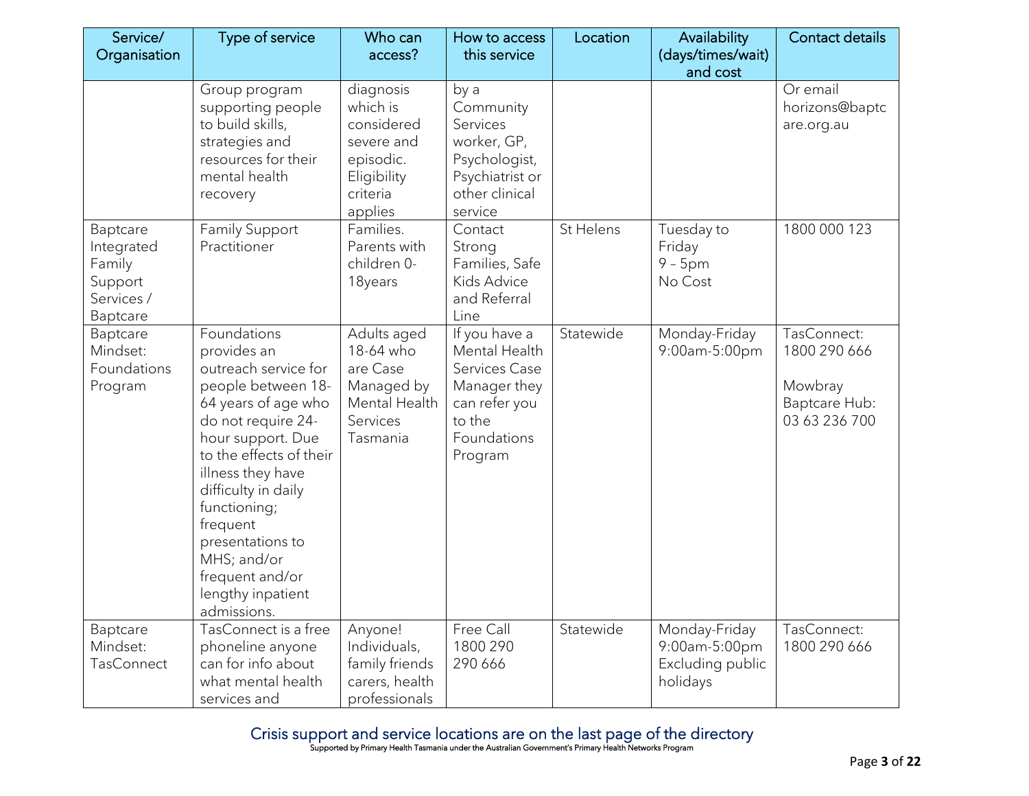| Service/ Organisation | Type of service | Who can access? | How to access this service | Location | Availability (days/times/wait) and cost | Contact details |
|---|---|---|---|---|---|---|
| | Group program supporting people to build skills, strategies and resources for their mental health recovery | diagnosis which is considered severe and episodic. Eligibility criteria applies | by a Community Services worker, GP, Psychologist, Psychiatrist or other clinical service | | | Or email horizons@baptcare.org.au |
| Baptcare Integrated Family Support Services / Baptcare | Family Support Practitioner | Families. Parents with children 0-18years | Contact Strong Families, Safe Kids Advice and Referral Line | St Helens | Tuesday to Friday 9 – 5pm No Cost | 1800 000 123 |
| Baptcare Mindset: Foundations Program | Foundations provides an outreach service for people between 18-64 years of age who do not require 24-hour support. Due to the effects of their illness they have difficulty in daily functioning; frequent presentations to MHS; and/or frequent and/or lengthy inpatient admissions. | Adults aged 18-64 who are Case Managed by Mental Health Services Tasmania | If you have a Mental Health Services Case Manager they can refer you to the Foundations Program | Statewide | Monday-Friday 9:00am-5:00pm | TasConnect: 1800 290 666<br><br>Mowbray Baptcare Hub: 03 63 236 700 |
| Baptcare Mindset: TasConnect | TasConnect is a free phoneline anyone can for info about what mental health services and | Anyone! Individuals, family friends carers, health professionals | Free Call 1800 290 290 666 | Statewide | Monday-Friday 9:00am-5:00pm Excluding public holidays | TasConnect: 1800 290 666 |

Crisis support and service locations are on the last page of the directory

Supported by Primary Health Tasmania under the Australian Government's Primary Health Networks Program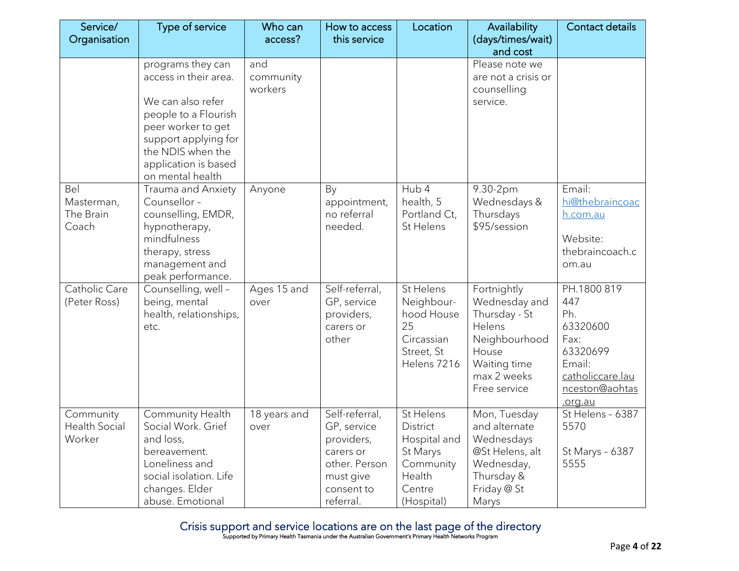| Service/ Organisation | Type of service | Who can access? | How to access this service | Location | Availability (days/times/wait) and cost | Contact details |
|---|---|---|---|---|---|---|
| | programs they can access in their area.<br><br>We can also refer people to a Flourish peer worker to get support applying for the NDIS when the application is based on mental health | and community workers | | | Please note we are not a crisis or counselling service. | |
| Bel Masterman, The Brain Coach | Trauma and Anxiety Counsellor – counselling, EMDR, hypnotherapy, mindfulness therapy, stress management and peak performance. | Anyone | By appointment, no referral needed. | Hub 4 health, 5 Portland Ct, St Helens | 9.30-2pm Wednesdays & Thursdays $95/session | Email: hi@thebraincoach.com.au<br><br>Website: thebraincoach.com.au |
| Catholic Care (Peter Ross) | Counselling, well – being, mental health, relationships, etc. | Ages 15 and over | Self-referral, GP, service providers, carers or other | St Helens Neighbour-hood House 25 Circassian Street, St Helens 7216 | Fortnightly Wednesday and Thursday - St Helens Neighbourhood House Waiting time max 2 weeks Free service | PH.1800 819 447 Ph. 63320600 Fax: 63320699 Email: catholiccare.launceston@aohtas.org.au |
| Community Health Social Worker | Community Health Social Work. Grief and loss, bereavement. Loneliness and social isolation. Life changes. Elder abuse. Emotional | 18 years and over | Self-referral, GP, service providers, carers or other. Person must give consent to referral. | St Helens District Hospital and St Marys Community Health Centre (Hospital) | Mon, Tuesday and alternate Wednesdays @St Helens, alt Wednesday, Thursday & Friday @ St Marys | St Helens – 6387 5570<br><br>St Marys – 6387 5555 |

Crisis support and service locations are on the last page of the directory

Supported by Primary Health Tasmania under the Australian Government's Primary Health Networks Program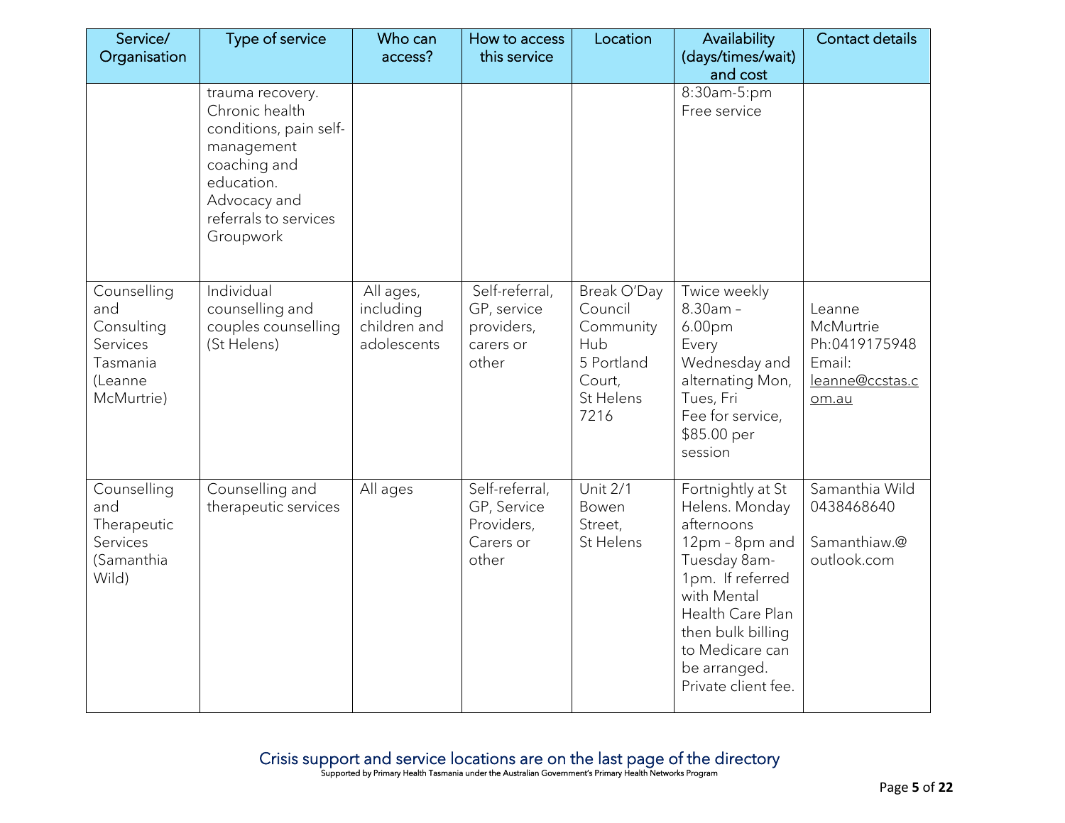| Service/ Organisation | Type of service | Who can access? | How to access this service | Location | Availability (days/times/wait) and cost | Contact details |
|---|---|---|---|---|---|---|
| | trauma recovery. Chronic health conditions, pain self-management coaching and education. Advocacy and referrals to services Groupwork | | | | 8:30am-5:pm Free service | |
| Counselling and Consulting Services Tasmania (Leanne McMurtrie) | Individual counselling and couples counselling (St Helens) | All ages, including children and adolescents | Self-referral, GP, service providers, carers or other | Break O'Day Council Community Hub 5 Portland Court, St Helens 7216 | Twice weekly 8.30am – 6.00pm Every Wednesday and alternating Mon, Tues, Fri Fee for service, $85.00 per session | Leanne McMurtrie Ph:0419175948 Email: leanne@ccstas.com.au |
| Counselling and Therapeutic Services (Samanthia Wild) | Counselling and therapeutic services | All ages | Self-referral, GP, Service Providers, Carers or other | Unit 2/1 Bowen Street, St Helens | Fortnightly at St Helens. Monday afternoons 12pm – 8pm and Tuesday 8am-1pm. If referred with Mental Health Care Plan then bulk billing to Medicare can be arranged. Private client fee. | Samanthia Wild 0438468640<br><br>Samanthiaw.@ outlook.com |

Crisis support and service locations are on the last page of the directory

Supported by Primary Health Tasmania under the Australian Government's Primary Health Networks Program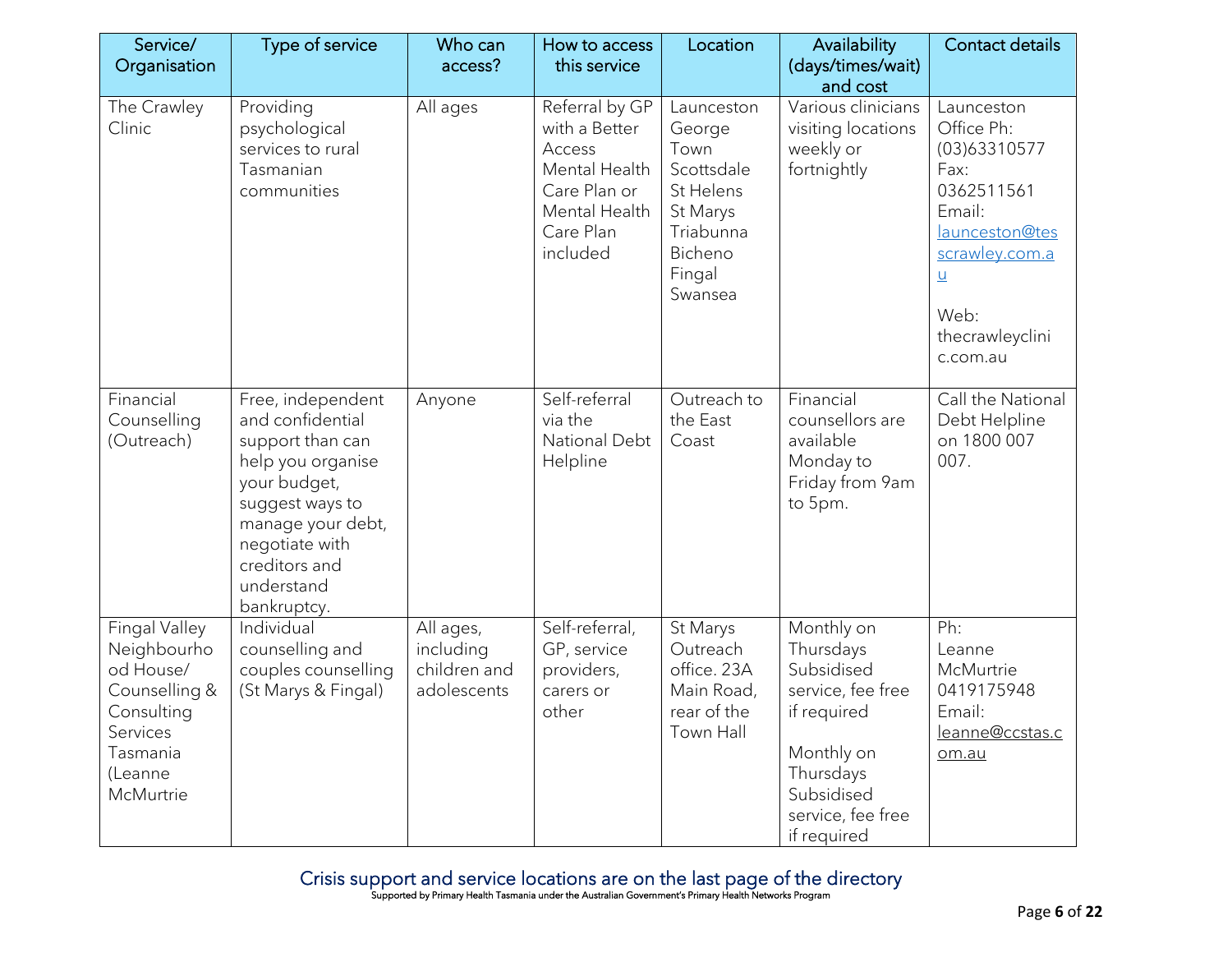| Service/ Organisation | Type of service | Who can access? | How to access this service | Location | Availability (days/times/wait) and cost | Contact details |
|---|---|---|---|---|---|---|
| The Crawley Clinic | Providing psychological services to rural Tasmanian communities | All ages | Referral by GP with a Better Access Mental Health Care Plan or Mental Health Care Plan included | Launceston George Town Scottsdale St Helens St Marys Triabunna Bicheno Fingal Swansea | Various clinicians visiting locations weekly or fortnightly | Launceston Office Ph: (03)63310577 Fax: 0362511561 Email: launceston@tescrawley.com.au<br><br>Web: thecrawleyclinic.com.au |
| Financial Counselling (Outreach) | Free, independent and confidential support than can help you organise your budget, suggest ways to manage your debt, negotiate with creditors and understand bankruptcy. | Anyone | Self-referral via the National Debt Helpline | Outreach to the East Coast | Financial counsellors are available Monday to Friday from 9am to 5pm. | Call the National Debt Helpline on 1800 007 007. |
| Fingal Valley Neighbourhood House/ Counselling & Consulting Services Tasmania (Leanne McMurtrie | Individual counselling and couples counselling (St Marys & Fingal) | All ages, including children and adolescents | Self-referral, GP, service providers, carers or other | St Marys Outreach office. 23A Main Road, rear of the Town Hall | Monthly on Thursdays Subsidised service, fee free if required<br><br>Monthly on Thursdays Subsidised service, fee free if required | Ph: Leanne McMurtrie 0419175948 Email: leanne@ccstas.com.au |

Crisis support and service locations are on the last page of the directory

Supported by Primary Health Tasmania under the Australian Government's Primary Health Networks Program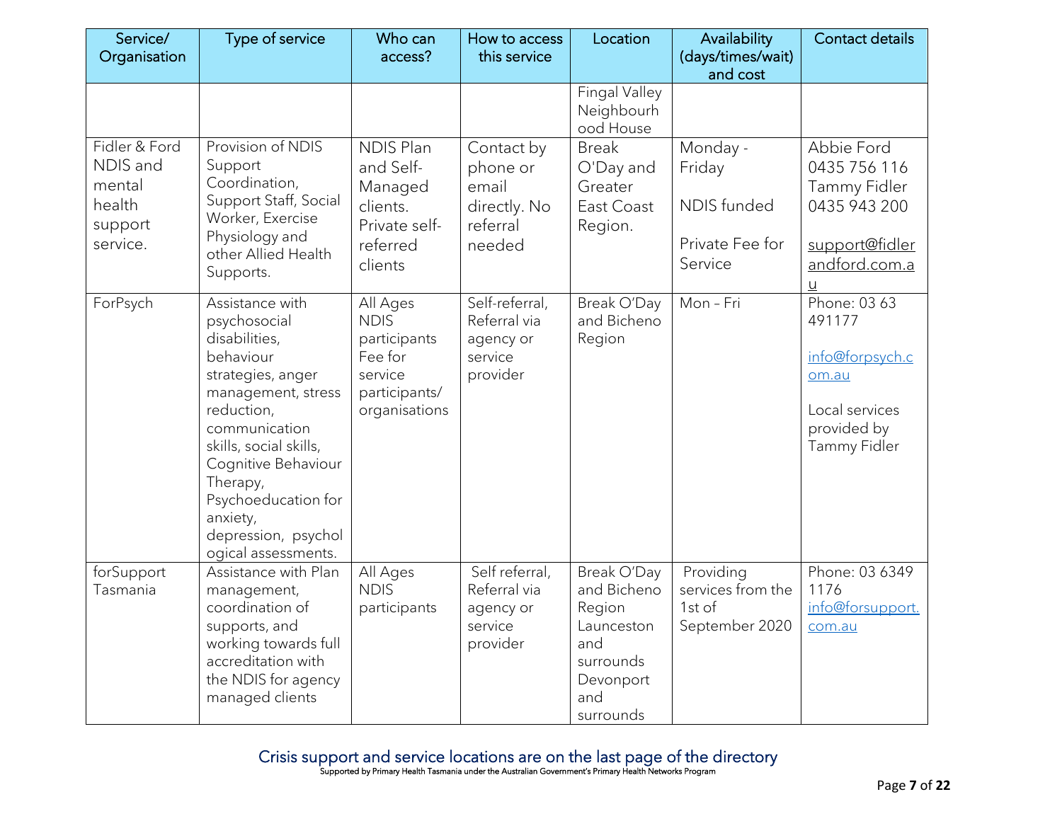| Service/ Organisation | Type of service | Who can access? | How to access this service | Location | Availability (days/times/wait) and cost | Contact details |
|---|---|---|---|---|---|---|
| | | | | Fingal Valley Neighbourhood House | | |
| Fidler & Ford NDIS and mental health support service. | Provision of NDIS Support Coordination, Support Staff, Social Worker, Exercise Physiology and other Allied Health Supports. | NDIS Plan and Self-Managed clients. Private self-referred clients | Contact by phone or email directly. No referral needed | Break O'Day and Greater East Coast Region. | Monday - Friday<br><br>NDIS funded<br><br>Private Fee for Service | Abbie Ford 0435 756 116<br>Tammy Fidler 0435 943 200<br><br>support@fidlerandford.com.au |
| ForPsych | Assistance with psychosocial disabilities, behaviour strategies, anger management, stress reduction, communication skills, social skills, Cognitive Behaviour Therapy, Psychoeducation for anxiety, depression, psychological assessments. | All Ages NDIS participants Fee for service participants/ organisations | Self-referral, Referral via agency or service provider | Break O'Day and Bicheno Region | Mon – Fri | Phone: 03 63 491177<br><br>info@forpsych.com.au<br><br>Local services provided by Tammy Fidler |
| forSupport Tasmania | Assistance with Plan management, coordination of supports, and working towards full accreditation with the NDIS for agency managed clients | All Ages NDIS participants | Self referral, Referral via agency or service provider | Break O'Day and Bicheno Region Launceston and surrounds Devonport and surrounds | Providing services from the 1st of September 2020 | Phone: 03 6349 1176<br>info@forsupport.com.au |

Crisis support and service locations are on the last page of the directory

Supported by Primary Health Tasmania under the Australian Government's Primary Health Networks Program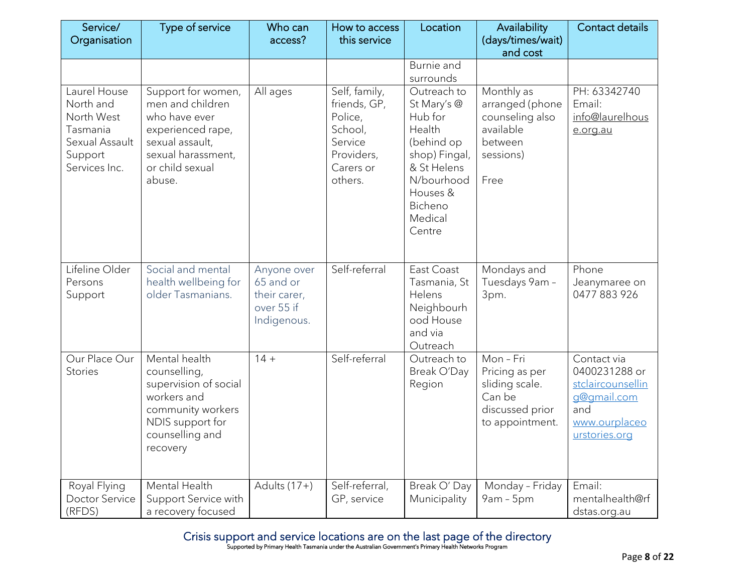| Service/ Organisation | Type of service | Who can access? | How to access this service | Location | Availability (days/times/wait) and cost | Contact details |
|---|---|---|---|---|---|---|
| | | | | Burnie and surrounds | | |
| Laurel House North and North West Tasmania Sexual Assault Support Services Inc. | Support for women, men and children who have ever experienced rape, sexual assault, sexual harassment, or child sexual abuse. | All ages | Self, family, friends, GP, Police, School, Service Providers, Carers or others. | Outreach to St Mary's @ Hub for Health (behind op shop) Fingal, & St Helens N/bourhood Houses & Bicheno Medical Centre | Monthly as arranged (phone counseling also available between sessions)<br><br>Free | PH: 63342740<br>Email: info@laurelhouse.org.au |
| Lifeline Older Persons Support | Social and mental health wellbeing for older Tasmanians. | Anyone over 65 and or their carer, over 55 if Indigenous. | Self-referral | East Coast Tasmania, St Helens Neighbourhood House and via Outreach | Mondays and Tuesdays 9am – 3pm. | Phone Jeanymaree on 0477 883 926 |
| Our Place Our Stories | Mental health counselling, supervision of social workers and community workers NDIS support for counselling and recovery | 14 + | Self-referral | Outreach to Break O'Day Region | Mon – Fri Pricing as per sliding scale. Can be discussed prior to appointment. | Contact via 0400231288 or stclaircounselling@gmail.com and www.ourplaceourstories.org |
| Royal Flying Doctor Service (RFDS) | Mental Health Support Service with a recovery focused | Adults (17+) | Self-referral, GP, service | Break O' Day Municipality | Monday – Friday 9am – 5pm | Email: mentalhealth@rfdstas.org.au |

Crisis support and service locations are on the last page of the directory

Supported by Primary Health Tasmania under the Australian Government's Primary Health Networks Program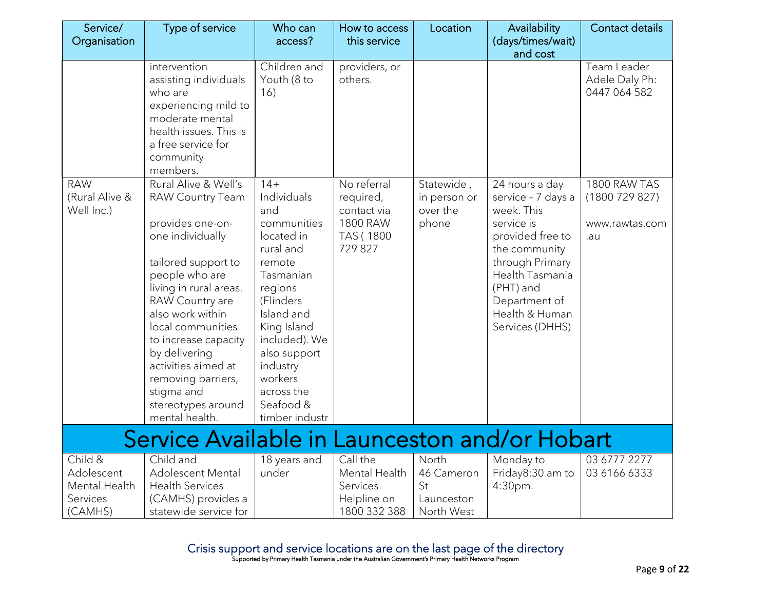| Service/ Organisation | Type of service | Who can access? | How to access this service | Location | Availability (days/times/wait) and cost | Contact details |
|---|---|---|---|---|---|---|
| | intervention assisting individuals who are experiencing mild to moderate mental health issues. This is a free service for community members. | Children and Youth (8 to 16) | providers, or others. | | | Team Leader Adele Daly Ph: 0447 064 582 |
| RAW (Rural Alive & Well Inc.) | Rural Alive & Well's RAW Country Team provides one-on-one individually tailored support to people who are living in rural areas. RAW Country are also work within local communities to increase capacity by delivering activities aimed at removing barriers, stigma and stereotypes around mental health. | 14+ Individuals and communities located in rural and remote Tasmanian regions (Flinders Island and King Island included). We also support industry workers across the Seafood & timber industr | No referral required, contact via 1800 RAW TAS ( 1800 729 827 | Statewide , in person or over the phone | 24 hours a day service – 7 days a week. This service is provided free to the community through Primary Health Tasmania (PHT) and Department of Health & Human Services (DHHS) | 1800 RAW TAS (1800 729 827) www.rawtas.com.au |
| **Service Available in Launceston and/or Hobart** | | | | | | |
| Child & Adolescent Mental Health Services (CAMHS) | Child and Adolescent Mental Health Services (CAMHS) provides a statewide service for | 18 years and under | Call the Mental Health Services Helpline on 1800 332 388 | North 46 Cameron St Launceston North West | Monday to Friday8:30 am to 4:30pm. | 03 6777 2277 03 6166 6333 |

Crisis support and service locations are on the last page of the directory

Supported by Primary Health Tasmania under the Australian Government's Primary Health Networks Program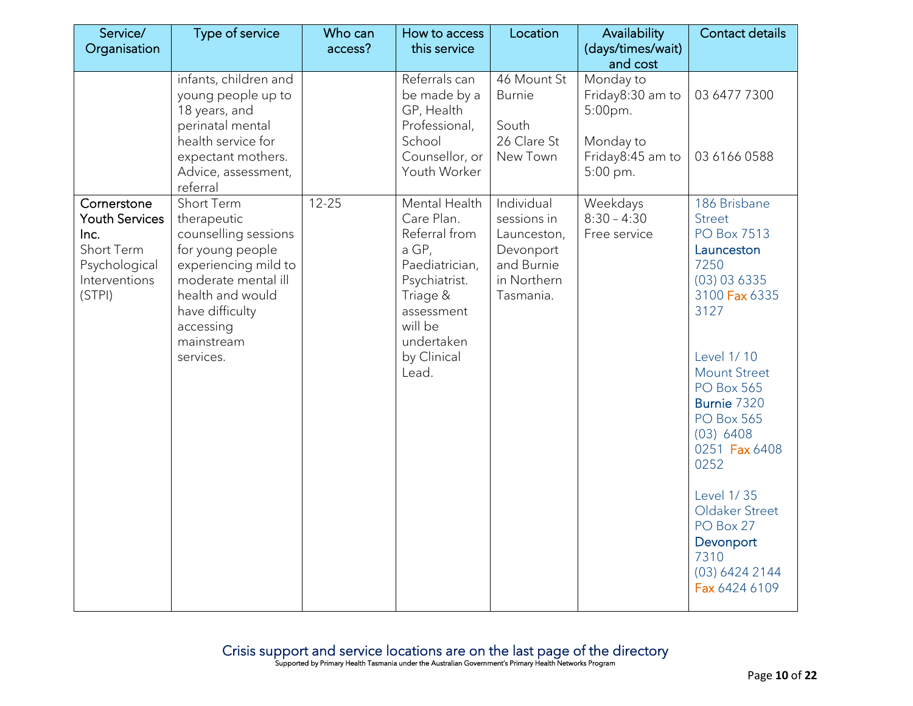| Service/ Organisation | Type of service | Who can access? | How to access this service | Location | Availability (days/times/wait) and cost | Contact details |
|---|---|---|---|---|---|---|
| | infants, children and young people up to 18 years, and perinatal mental health service for expectant mothers. Advice, assessment, referral | | Referrals can be made by a GP, Health Professional, School Counsellor, or Youth Worker | 46 Mount St Burnie<br><br>South<br>26 Clare St New Town | Monday to Friday8:30 am to 5:00pm.<br><br>Monday to Friday8:45 am to 5:00 pm. | 03 6477 7300<br><br>03 6166 0588 |
| **Cornerstone Youth Services Inc.**<br>Short Term Psychological Interventions (STPI) | Short Term therapeutic counselling sessions for young people experiencing mild to moderate mental ill health and would have difficulty accessing mainstream services. | 12-25 | Mental Health Care Plan. Referral from a GP, Paediatrician, Psychiatrist. Triage & assessment will be undertaken by Clinical Lead. | Individual sessions in Launceston, Devonport and Burnie in Northern Tasmania. | Weekdays 8:30 – 4:30<br>Free service | 186 Brisbane Street<br>PO Box 7513<br>**Launceston** 7250<br>(03) 03 6335 3100 Fax 6335 3127<br><br>Level 1/ 10 Mount Street<br>PO Box 565<br>**Burnie** 7320<br>PO Box 565<br>(03) 6408 0251 Fax 6408 0252<br><br>Level 1/ 35 Oldaker Street<br>PO Box 27<br>**Devonport** 7310<br>(03) 6424 2144<br>Fax 6424 6109 |

Crisis support and service locations are on the last page of the directory

Supported by Primary Health Tasmania under the Australian Government's Primary Health Networks Program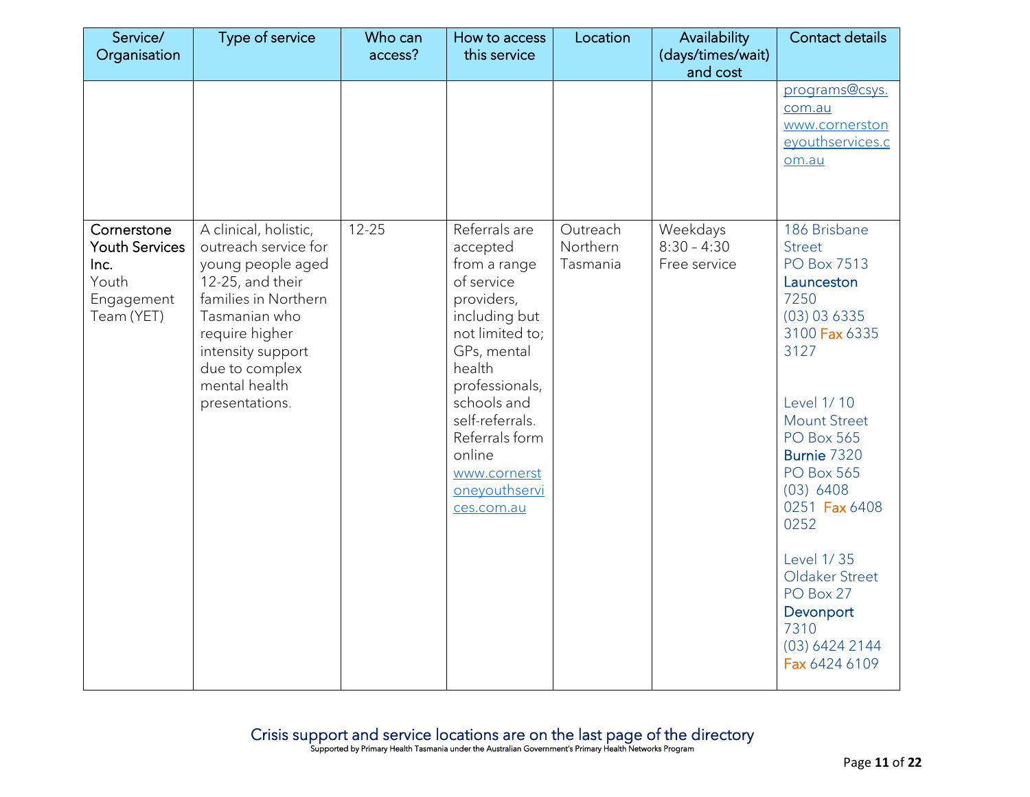| Service/ Organisation | Type of service | Who can access? | How to access this service | Location | Availability (days/times/wait) and cost | Contact details |
|---|---|---|---|---|---|---|
| | | | | | | programs@csys.com.au www.cornerstoneyouthservices.com.au |
| **Cornerstone Youth Services Inc.** Youth Engagement Team (YET) | A clinical, holistic, outreach service for young people aged 12-25, and their families in Northern Tasmanian who require higher intensity support due to complex mental health presentations. | 12-25 | Referrals are accepted from a range of service providers, including but not limited to; GPs, mental health professionals, schools and self-referrals. Referrals form online www.cornerstoneyouthservices.com.au | Outreach Northern Tasmania | Weekdays 8:30 – 4:30 Free service | 186 Brisbane Street PO Box 7513 **Launceston** 7250 (03) 03 6335 3100 Fax 6335 3127<br><br>Level 1/ 10 Mount Street PO Box 565 **Burnie** 7320 PO Box 565 (03) 6408 0251 Fax 6408 0252<br><br>Level 1/ 35 Oldaker Street PO Box 27 **Devonport** 7310 (03) 6424 2144 Fax 6424 6109 |

Crisis support and service locations are on the last page of the directory

Supported by Primary Health Tasmania under the Australian Government's Primary Health Networks Program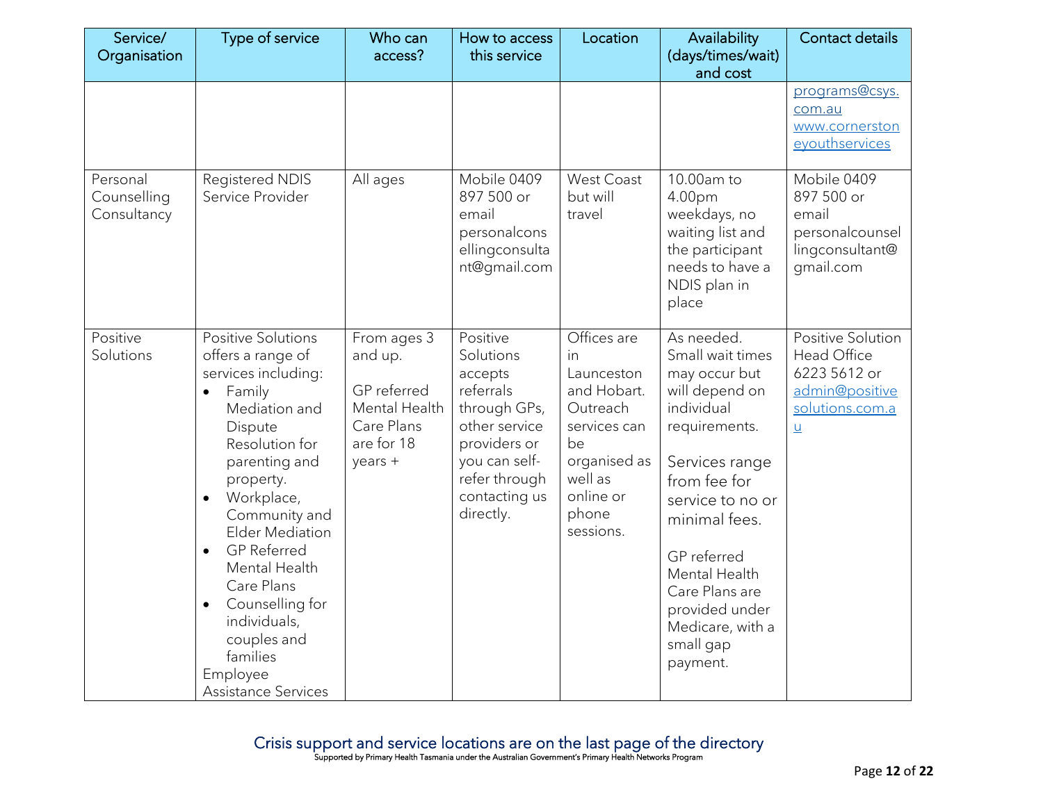| Service/ Organisation | Type of service | Who can access? | How to access this service | Location | Availability (days/times/wait) and cost | Contact details |
|---|---|---|---|---|---|---|
| | | | | | | programs@csys.com.au www.cornerstoneyouthservices |
| Personal Counselling Consultancy | Registered NDIS Service Provider | All ages | Mobile 0409 897 500 or email personalconsellingconsultant@gmail.com | West Coast but will travel | 10.00am to 4.00pm weekdays, no waiting list and the participant needs to have a NDIS plan in place | Mobile 0409 897 500 or email personalcounsellingconsultant@gmail.com |
| Positive Solutions | Positive Solutions offers a range of services including: <ul><li>Family Mediation and Dispute Resolution for parenting and property.</li><li>Workplace, Community and Elder Mediation</li><li>GP Referred Mental Health Care Plans</li><li>Counselling for individuals, couples and families</li></ul>Employee Assistance Services | From ages 3 and up.<br><br>GP referred Mental Health Care Plans are for 18 years + | Positive Solutions accepts referrals through GPs, other service providers or you can self-refer through contacting us directly. | Offices are in Launceston and Hobart. Outreach services can be organised as well as online or phone sessions. | As needed. Small wait times may occur but will depend on individual requirements.<br><br>Services range from fee for service to no or minimal fees.<br><br>GP referred Mental Health Care Plans are provided under Medicare, with a small gap payment. | Positive Solution Head Office 6223 5612 or admin@positivesolutions.com.au |

Crisis support and service locations are on the last page of the directory

Supported by Primary Health Tasmania under the Australian Government's Primary Health Networks Program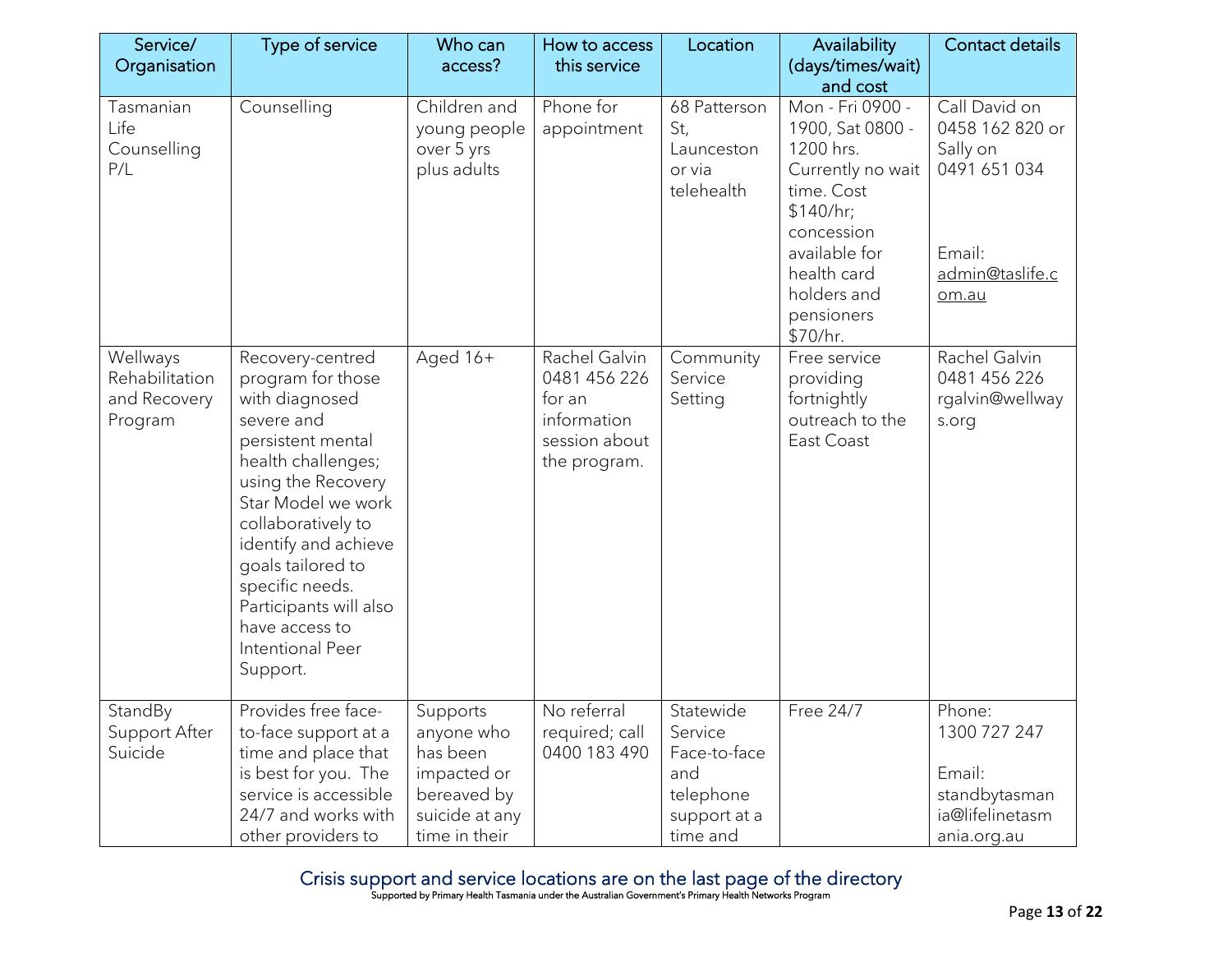| Service/ Organisation | Type of service | Who can access? | How to access this service | Location | Availability (days/times/wait) and cost | Contact details |
|---|---|---|---|---|---|---|
| Tasmanian Life Counselling P/L | Counselling | Children and young people over 5 yrs plus adults | Phone for appointment | 68 Patterson St, Launceston or via telehealth | Mon - Fri 0900 - 1900, Sat 0800 - 1200 hrs. Currently no wait time. Cost $140/hr; concession available for health card holders and pensioners $70/hr. | Call David on 0458 162 820 or Sally on 0491 651 034<br><br>Email: admin@taslife.com.au |
| Wellways Rehabilitation and Recovery Program | Recovery-centred program for those with diagnosed severe and persistent mental health challenges; using the Recovery Star Model we work collaboratively to identify and achieve goals tailored to specific needs. Participants will also have access to Intentional Peer Support. | Aged 16+ | Rachel Galvin 0481 456 226 for an information session about the program. | Community Service Setting | Free service providing fortnightly outreach to the East Coast | Rachel Galvin 0481 456 226 rgalvin@wellways.org |
| StandBy Support After Suicide | Provides free face-to-face support at a time and place that is best for you. The service is accessible 24/7 and works with other providers to | Supports anyone who has been impacted or bereaved by suicide at any time in their | No referral required; call 0400 183 490 | Statewide Service Face-to-face and telephone support at a time and | Free 24/7 | Phone: 1300 727 247<br><br>Email: standbytasmania@lifelinetasmania.org.au |

Crisis support and service locations are on the last page of the directory

Supported by Primary Health Tasmania under the Australian Government's Primary Health Networks Program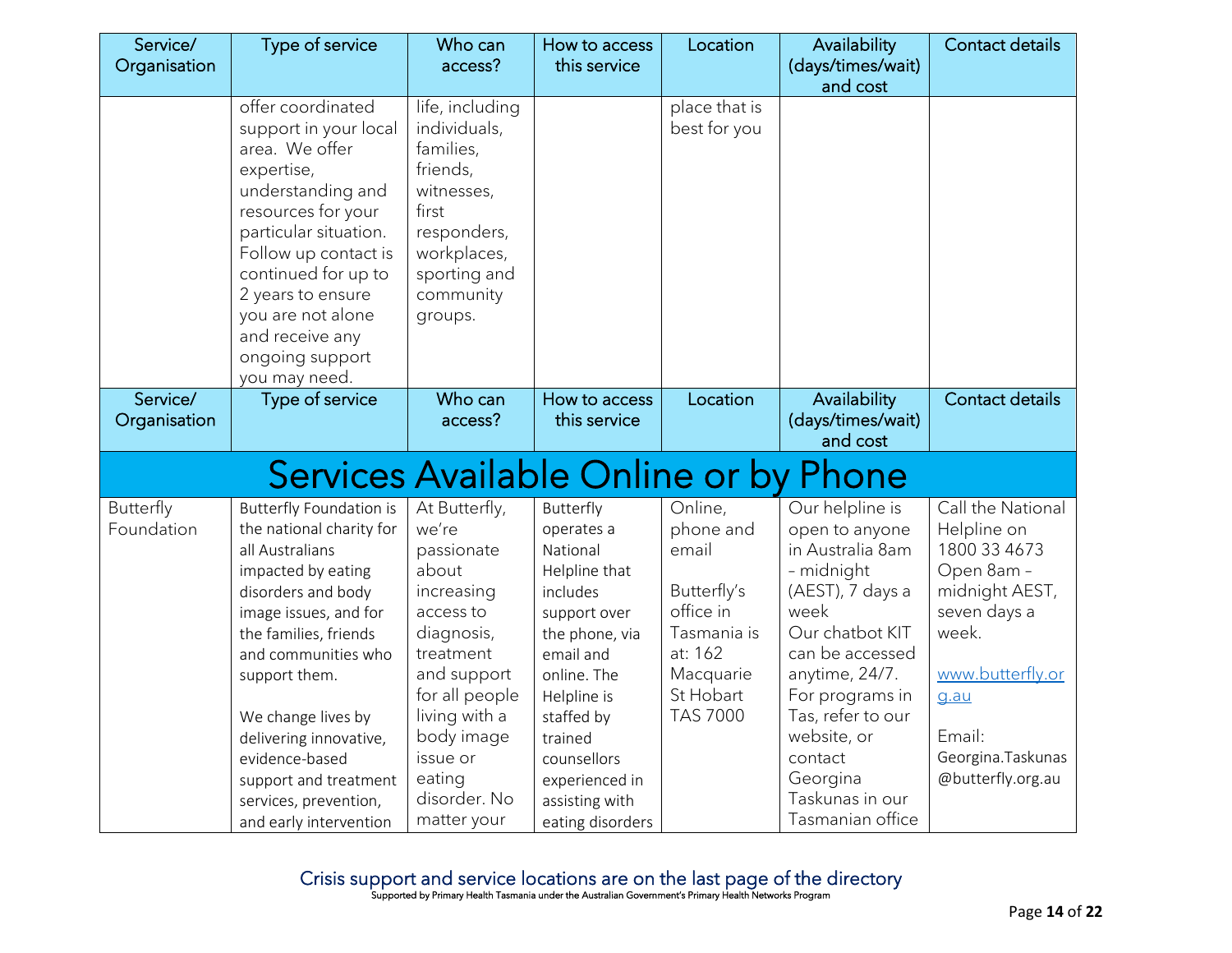| Service/ Organisation | Type of service | Who can access? | How to access this service | Location | Availability (days/times/wait) and cost | Contact details |
|---|---|---|---|---|---|---|
| | offer coordinated support in your local area. We offer expertise, understanding and resources for your particular situation. Follow up contact is continued for up to 2 years to ensure you are not alone and receive any ongoing support you may need. | life, including individuals, families, friends, witnesses, first responders, workplaces, sporting and community groups. | | place that is best for you | | |

| Service/ Organisation | Type of service | Who can access? | How to access this service | Location | Availability (days/times/wait) and cost | Contact details |
|---|---|---|---|---|---|---|
| **Services Available Online or by Phone** | | | | | | |
| Butterfly Foundation | Butterfly Foundation is the national charity for all Australians impacted by eating disorders and body image issues, and for the families, friends and communities who support them.<br><br>We change lives by delivering innovative, evidence-based support and treatment services, prevention, and early intervention | At Butterfly, we're passionate about increasing access to diagnosis, treatment and support for all people living with a body image issue or eating disorder. No matter your | Butterfly operates a National Helpline that includes support over the phone, via email and online. The Helpline is staffed by trained counsellors experienced in assisting with eating disorders | Online, phone and email<br><br>Butterfly's office in Tasmania is at: 162 Macquarie St Hobart TAS 7000 | Our helpline is open to anyone in Australia 8am – midnight (AEST), 7 days a week<br>Our chatbot KIT can be accessed anytime, 24/7.<br>For programs in Tas, refer to our website, or contact Georgina Taskunas in our Tasmanian office | Call the National Helpline on 1800 33 4673 Open 8am – midnight AEST, seven days a week.<br><br>www.butterfly.org.au<br><br>Email: Georgina.Taskunas@butterfly.org.au |

Crisis support and service locations are on the last page of the directory

Supported by Primary Health Tasmania under the Australian Government's Primary Health Networks Program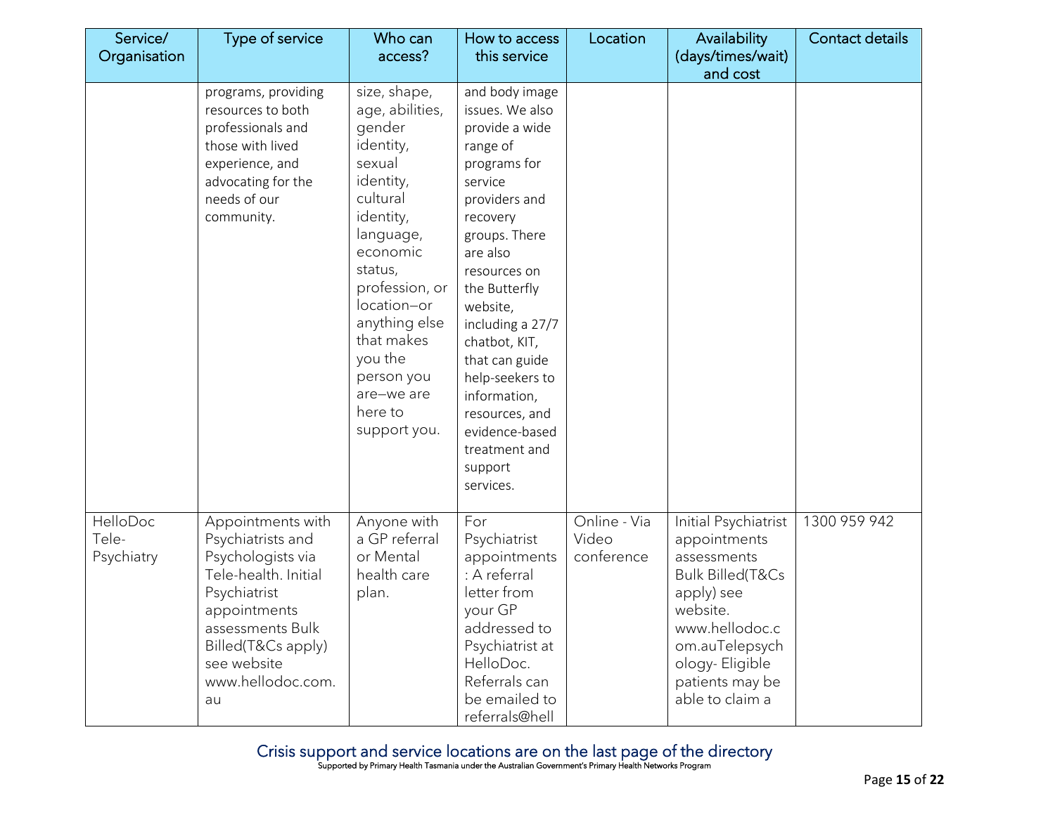| Service/ Organisation | Type of service | Who can access? | How to access this service | Location | Availability (days/times/wait) and cost | Contact details |
|---|---|---|---|---|---|---|
| | programs, providing resources to both professionals and those with lived experience, and advocating for the needs of our community. | size, shape, age, abilities, gender identity, sexual identity, cultural identity, language, economic status, profession, or location—or anything else that makes you the person you are—we are here to support you. | and body image issues. We also provide a wide range of programs for service providers and recovery groups. There are also resources on the Butterfly website, including a 27/7 chatbot, KIT, that can guide help-seekers to information, resources, and evidence-based treatment and support services. | | | |
| HelloDoc Tele-Psychiatry | Appointments with Psychiatrists and Psychologists via Tele-health. Initial Psychiatrist appointments assessments Bulk Billed(T&Cs apply) see website www.hellodoc.com.au | Anyone with a GP referral or Mental health care plan. | For Psychiatrist appointments: A referral letter from your GP addressed to Psychiatrist at HelloDoc. Referrals can be emailed to referrals@hell | Online - Via Video conference | Initial Psychiatrist appointments assessments Bulk Billed(T&Cs apply) see website. www.hellodoc.com.auTelepsychology- Eligible patients may be able to claim a | 1300 959 942 |

Crisis support and service locations are on the last page of the directory

Supported by Primary Health Tasmania under the Australian Government's Primary Health Networks Program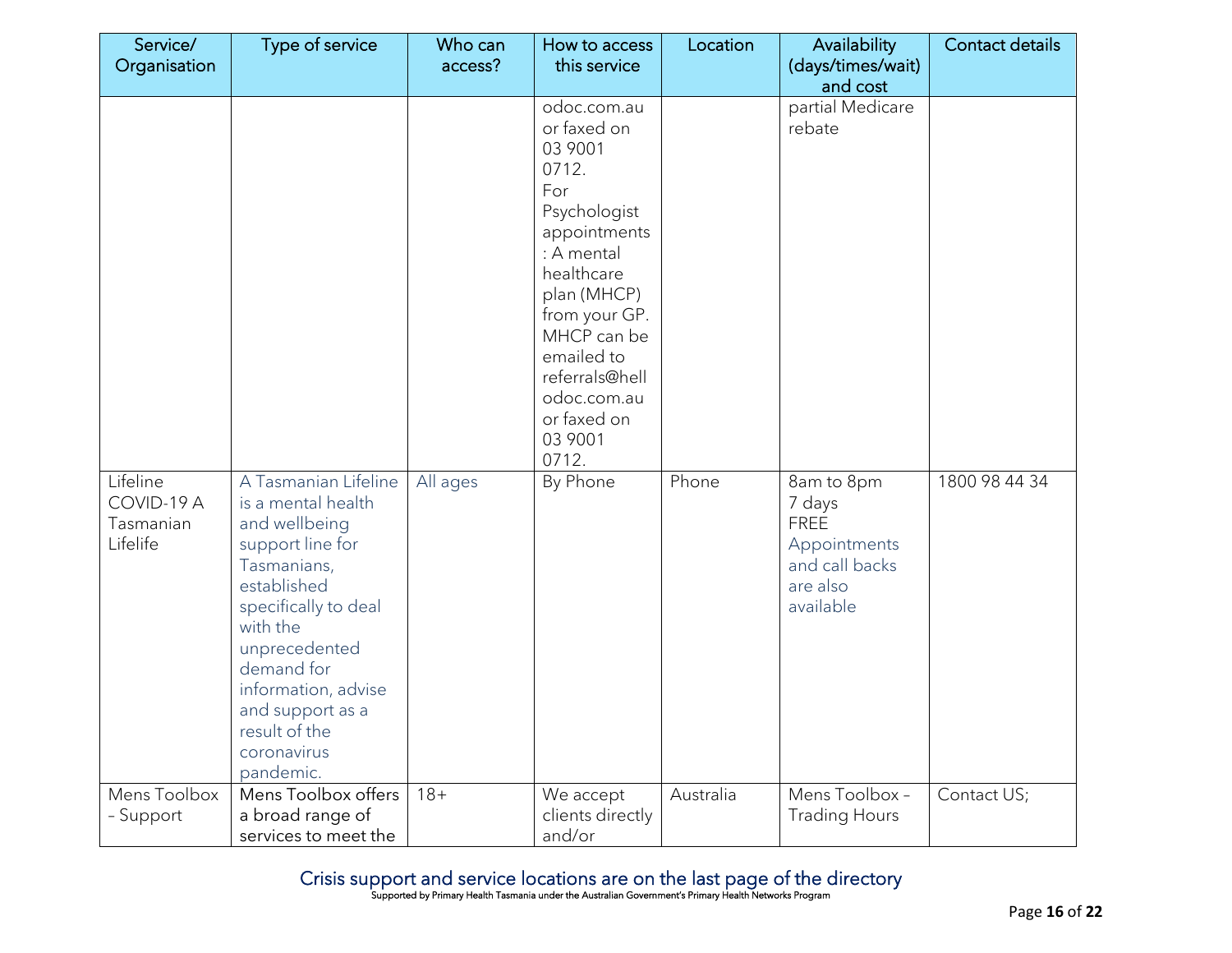| Service/ Organisation | Type of service | Who can access? | How to access this service | Location | Availability (days/times/wait) and cost | Contact details |
|---|---|---|---|---|---|---|
| | | | odoc.com.au or faxed on 03 9001 0712. For Psychologist appointments: A mental healthcare plan (MHCP) from your GP. MHCP can be emailed to referrals@hellodoc.com.au or faxed on 03 9001 0712. | | partial Medicare rebate | |
| Lifeline COVID-19 A Tasmanian Lifelife | A Tasmanian Lifeline is a mental health and wellbeing support line for Tasmanians, established specifically to deal with the unprecedented demand for information, advise and support as a result of the coronavirus pandemic. | All ages | By Phone | Phone | 8am to 8pm 7 days FREE Appointments and call backs are also available | 1800 98 44 34 |
| Mens Toolbox – Support | Mens Toolbox offers a broad range of services to meet the | 18+ | We accept clients directly and/or | Australia | Mens Toolbox – Trading Hours | Contact US; |

Crisis support and service locations are on the last page of the directory

Supported by Primary Health Tasmania under the Australian Government's Primary Health Networks Program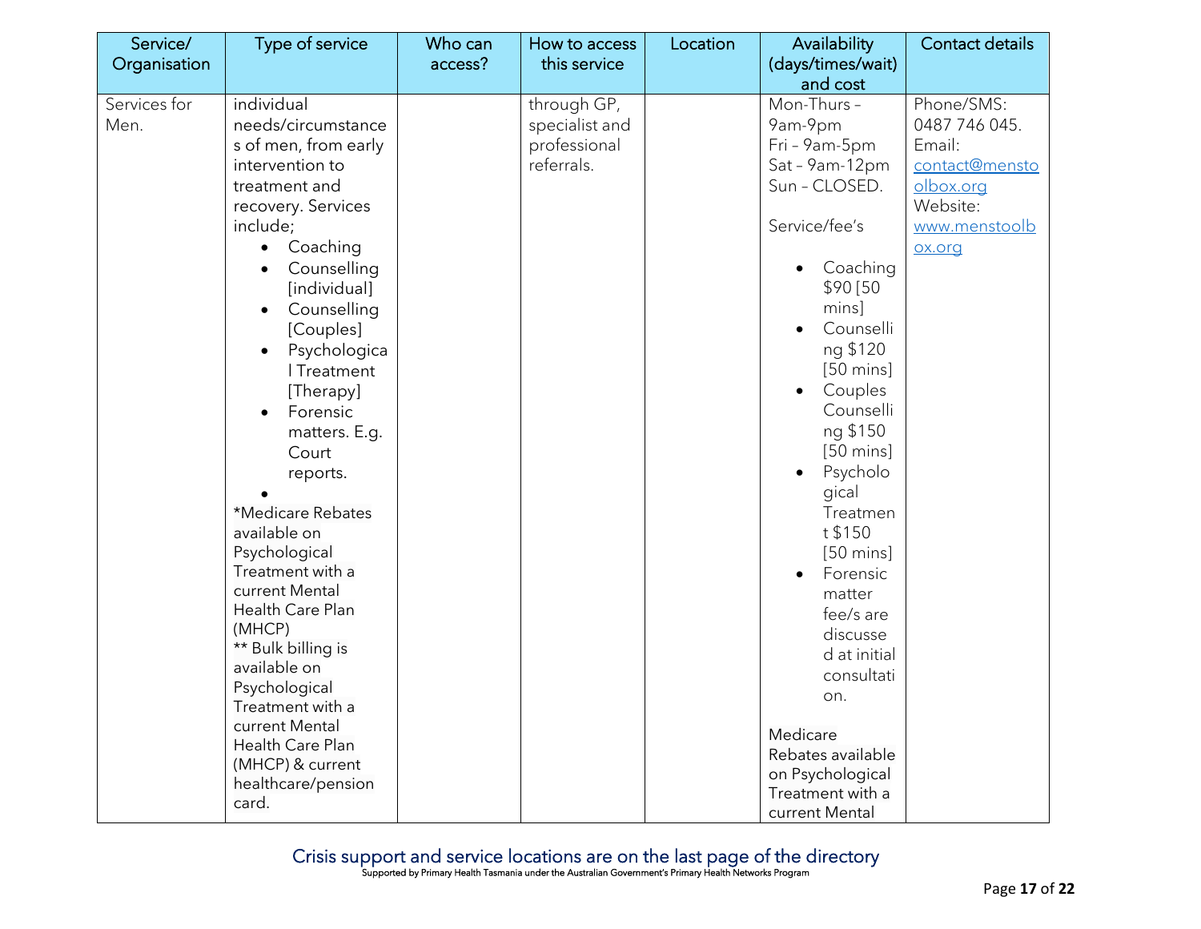| Service/ Organisation | Type of service | Who can access? | How to access this service | Location | Availability (days/times/wait) and cost | Contact details |
|---|---|---|---|---|---|---|
| Services for Men. | individual needs/circumstances of men, from early intervention to treatment and recovery. Services include; <br>• Coaching <br>• Counselling [individual] <br>• Counselling [Couples] <br>• Psychological Treatment [Therapy] <br>• Forensic matters. E.g. Court reports. <br>• <br>*Medicare Rebates available on Psychological Treatment with a current Mental Health Care Plan (MHCP) <br>** Bulk billing is available on Psychological Treatment with a current Mental Health Care Plan (MHCP) & current healthcare/pension card. | | through GP, specialist and professional referrals. | | Mon-Thurs – 9am-9pm <br>Fri – 9am-5pm <br>Sat – 9am-12pm <br>Sun – CLOSED. <br><br>Service/fee's <br>• Coaching $90 [50 mins] <br>• Counselling $120 [50 mins] <br>• Couples Counselling $150 [50 mins] <br>• Psychological Treatment $150 [50 mins] <br>• Forensic matter fee/s are discussed at initial consultation. <br><br>Medicare Rebates available on Psychological Treatment with a current Mental | Phone/SMS: 0487 746 045. <br>Email: contact@menstoolbox.org <br>Website: www.menstoolbox.org |

Crisis support and service locations are on the last page of the directory

Supported by Primary Health Tasmania under the Australian Government's Primary Health Networks Program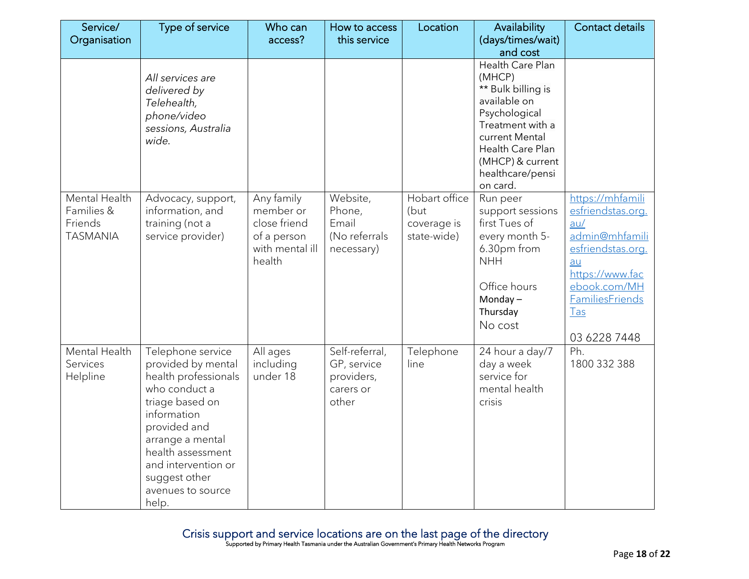| Service/ Organisation | Type of service | Who can access? | How to access this service | Location | Availability (days/times/wait) and cost | Contact details |
|---|---|---|---|---|---|---|
| | *All services are delivered by Telehealth, phone/video sessions, Australia wide.* | | | | Health Care Plan (MHCP) ** Bulk billing is available on Psychological Treatment with a current Mental Health Care Plan (MHCP) & current healthcare/pension card. | |
| Mental Health Families & Friends TASMANIA | Advocacy, support, information, and training (not a service provider) | Any family member or close friend of a person with mental ill health | Website, Phone, Email (No referrals necessary) | Hobart office (but coverage is state-wide) | Run peer support sessions first Tues of every month 5-6.30pm from NHH<br><br>Office hours Monday – Thursday<br>No cost | https://mhfamiliesfriendstas.org.au/<br>admin@mhfamiliesfriendstas.org.au<br>https://www.facebook.com/MHFamiliesFriendsTas<br><br>03 6228 7448 |
| Mental Health Services Helpline | Telephone service provided by mental health professionals who conduct a triage based on information provided and arrange a mental health assessment and intervention or suggest other avenues to source help. | All ages including under 18 | Self-referral, GP, service providers, carers or other | Telephone line | 24 hour a day/7 day a week service for mental health crisis | Ph. 1800 332 388 |

Crisis support and service locations are on the last page of the directory

Supported by Primary Health Tasmania under the Australian Government's Primary Health Networks Program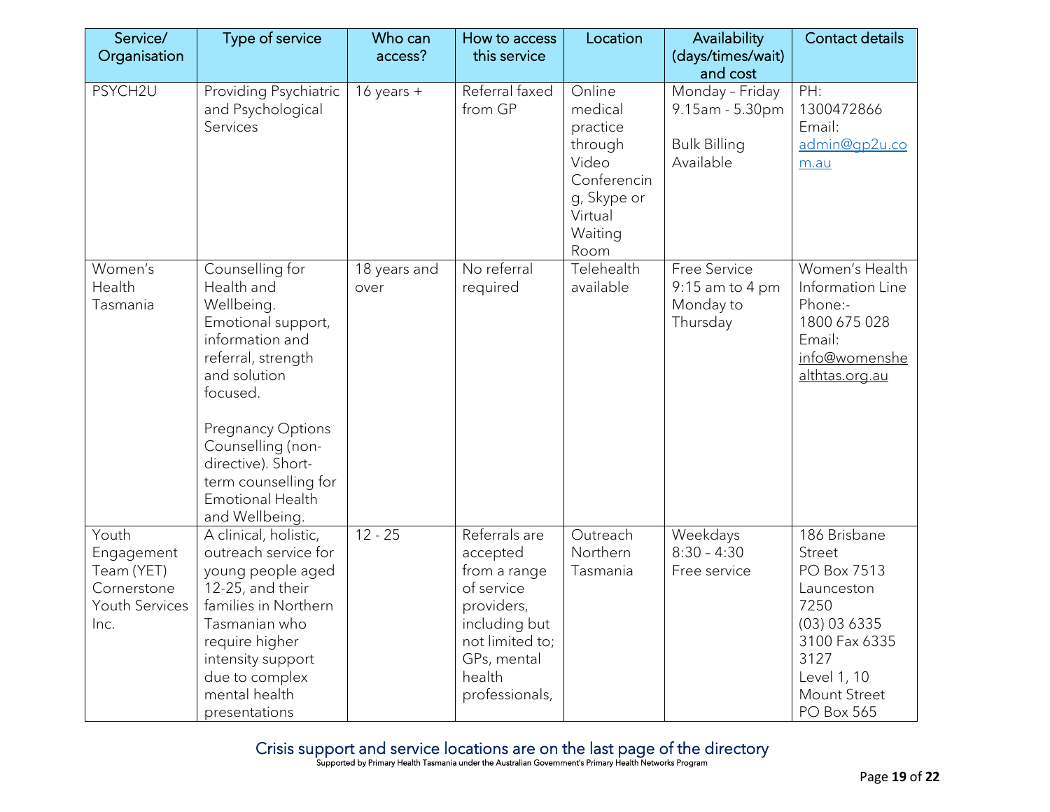| Service/ Organisation | Type of service | Who can access? | How to access this service | Location | Availability (days/times/wait) and cost | Contact details |
|---|---|---|---|---|---|---|
| PSYCH2U | Providing Psychiatric and Psychological Services | 16 years + | Referral faxed from GP | Online medical practice through Video Conferencing, Skype or Virtual Waiting Room | Monday – Friday 9.15am - 5.30pm<br><br>Bulk Billing Available | PH: 1300472866<br>Email: admin@gp2u.com.au |
| Women's Health Tasmania | Counselling for Health and Wellbeing. Emotional support, information and referral, strength and solution focused.<br><br>Pregnancy Options Counselling (non-directive). Short-term counselling for Emotional Health and Wellbeing. | 18 years and over | No referral required | Telehealth available | Free Service 9:15 am to 4 pm Monday to Thursday | Women's Health Information Line Phone:- 1800 675 028<br>Email: info@womenshealthtas.org.au |
| Youth Engagement Team (YET) Cornerstone Youth Services Inc. | A clinical, holistic, outreach service for young people aged 12-25, and their families in Northern Tasmanian who require higher intensity support due to complex mental health presentations | 12 - 25 | Referrals are accepted from a range of service providers, including but not limited to; GPs, mental health professionals, | Outreach Northern Tasmania | Weekdays 8:30 – 4:30 Free service | 186 Brisbane Street PO Box 7513 Launceston 7250<br>(03) 03 6335 3100 Fax 6335 3127<br>Level 1, 10 Mount Street PO Box 565 |

Crisis support and service locations are on the last page of the directory

Supported by Primary Health Tasmania under the Australian Government's Primary Health Networks Program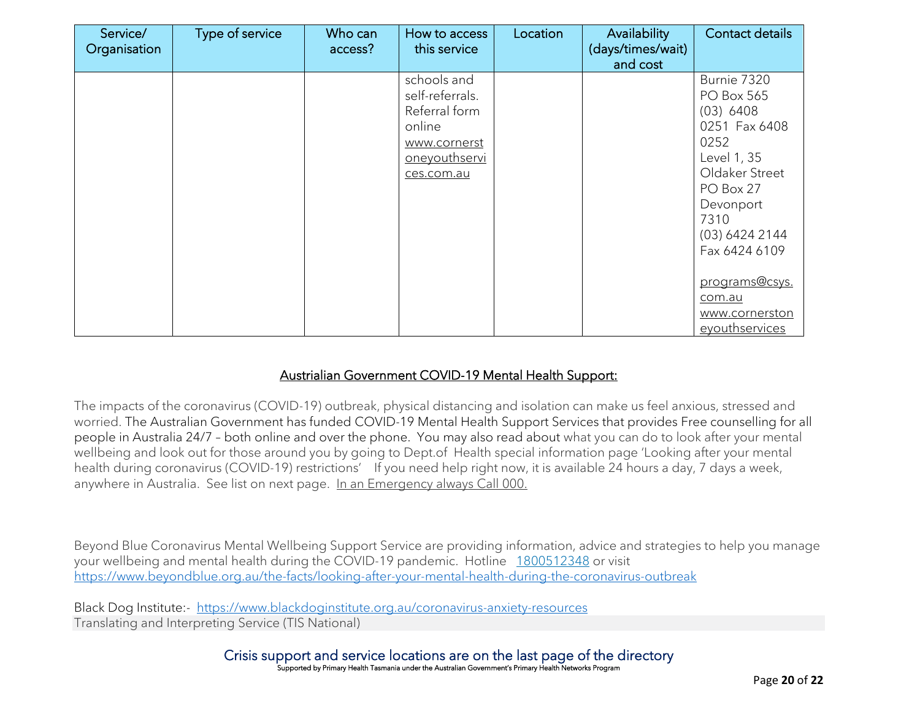| Service/ Organisation | Type of service | Who can access? | How to access this service | Location | Availability (days/times/wait) and cost | Contact details |
|---|---|---|---|---|---|---|
| | | | schools and self-referrals. Referral form online www.cornerstoneyouthservices.com.au | | | Burnie 7320 PO Box 565 (03) 6408 0251 Fax 6408 0252 Level 1, 35 Oldaker Street PO Box 27 Devonport 7310 (03) 6424 2144 Fax 6424 6109 programs@csys.com.au www.cornerstoneyouthservices |

## Austrialian Government COVID-19 Mental Health Support:

The impacts of the coronavirus (COVID-19) outbreak, physical distancing and isolation can make us feel anxious, stressed and worried. The Australian Government has funded COVID-19 Mental Health Support Services that provides Free counselling for all people in Australia 24/7 – both online and over the phone. You may also read about what you can do to look after your mental wellbeing and look out for those around you by going to Dept.of Health special information page 'Looking after your mental health during coronavirus (COVID-19) restrictions' If you need help right now, it is available 24 hours a day, 7 days a week, anywhere in Australia. See list on next page. In an Emergency always Call 000.

Beyond Blue Coronavirus Mental Wellbeing Support Service are providing information, advice and strategies to help you manage your wellbeing and mental health during the COVID-19 pandemic. Hotline 1800512348 or visit https://www.beyondblue.org.au/the-facts/looking-after-your-mental-health-during-the-coronavirus-outbreak

Black Dog Institute:- https://www.blackdoginstitute.org.au/coronavirus-anxiety-resources
Translating and Interpreting Service (TIS National)

Crisis support and service locations are on the last page of the directory

Supported by Primary Health Tasmania under the Australian Government's Primary Health Networks Program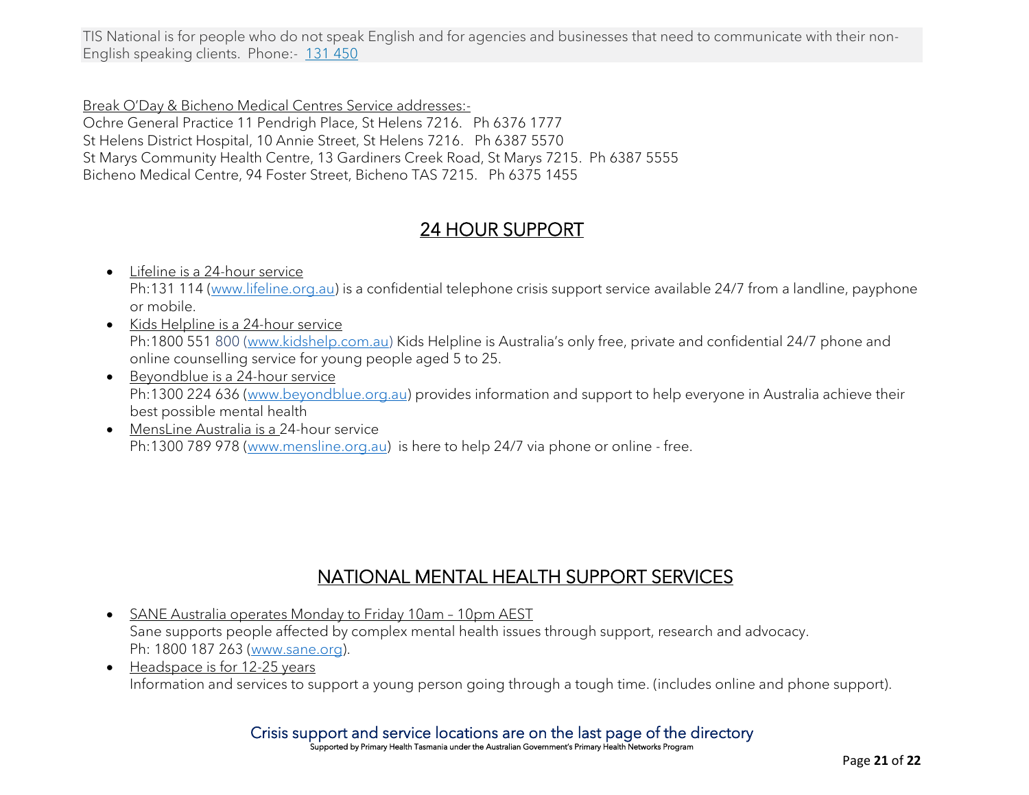TIS National is for people who do not speak English and for agencies and businesses that need to communicate with their non-English speaking clients. Phone:- 131 450

Break O'Day & Bicheno Medical Centres Service addresses:-
Ochre General Practice 11 Pendrigh Place, St Helens 7216. Ph 6376 1777
St Helens District Hospital, 10 Annie Street, St Helens 7216. Ph 6387 5570
St Marys Community Health Centre, 13 Gardiners Creek Road, St Marys 7215. Ph 6387 5555
Bicheno Medical Centre, 94 Foster Street, Bicheno TAS 7215. Ph 6375 1455

## 24 HOUR SUPPORT

- Lifeline is a 24-hour service
  Ph:131 114 (www.lifeline.org.au) is a confidential telephone crisis support service available 24/7 from a landline, payphone or mobile.
- Kids Helpline is a 24-hour service
  Ph:1800 551 800 (www.kidshelp.com.au) Kids Helpline is Australia's only free, private and confidential 24/7 phone and online counselling service for young people aged 5 to 25.
- Beyondblue is a 24-hour service
  Ph:1300 224 636 (www.beyondblue.org.au) provides information and support to help everyone in Australia achieve their best possible mental health
- MensLine Australia is a 24-hour service
  Ph:1300 789 978 (www.mensline.org.au) is here to help 24/7 via phone or online - free.

## NATIONAL MENTAL HEALTH SUPPORT SERVICES

- SANE Australia operates Monday to Friday 10am – 10pm AEST
  Sane supports people affected by complex mental health issues through support, research and advocacy.
  Ph: 1800 187 263 (www.sane.org).
- Headspace is for 12-25 years
  Information and services to support a young person going through a tough time. (includes online and phone support).

Crisis support and service locations are on the last page of the directory
Supported by Primary Health Tasmania under the Australian Government's Primary Health Networks Program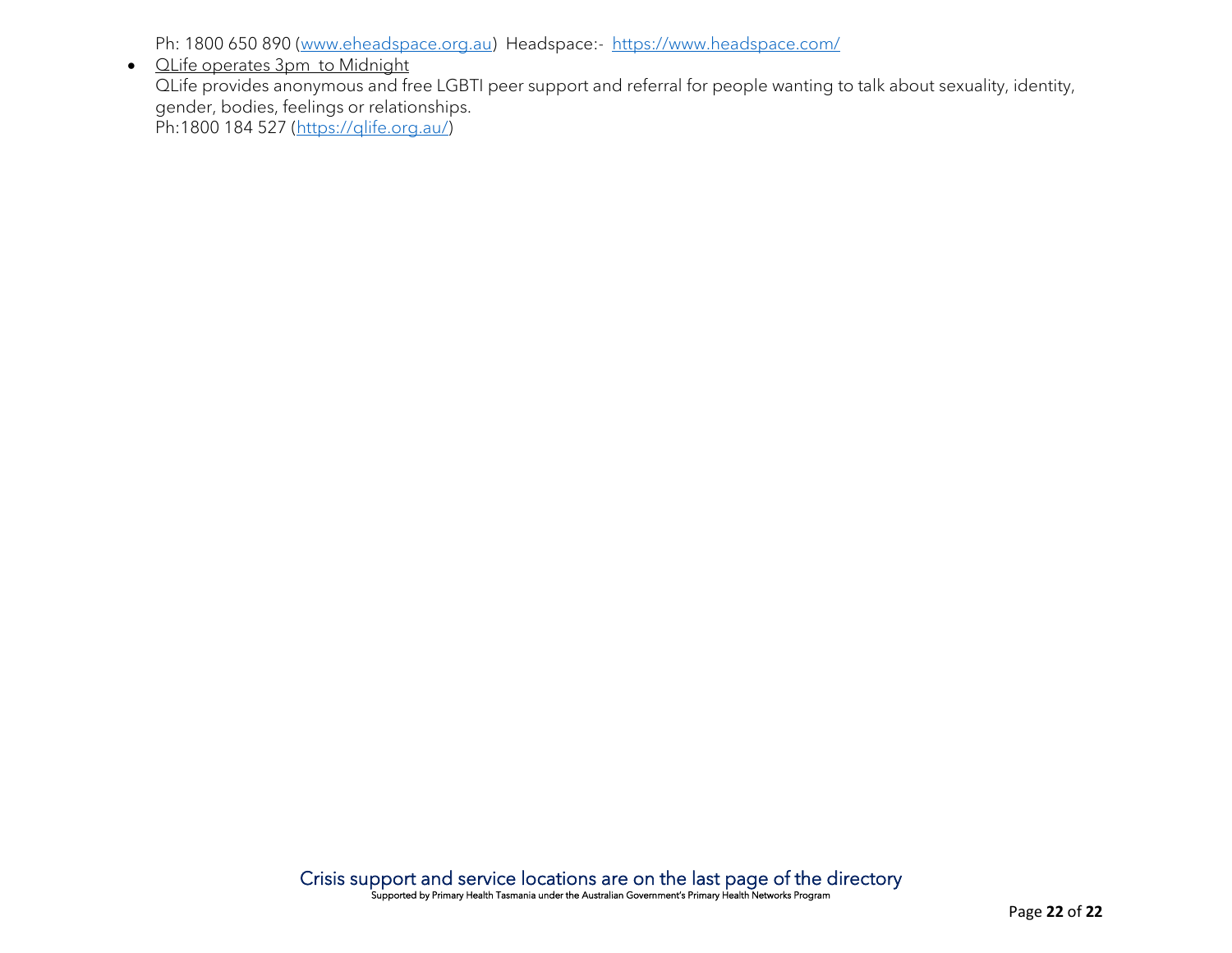Ph: 1800 650 890 (www.eheadspace.org.au)  Headspace:-  https://www.headspace.com/

- QLife operates 3pm  to Midnight
  QLife provides anonymous and free LGBTI peer support and referral for people wanting to talk about sexuality, identity, gender, bodies, feelings or relationships.
  Ph:1800 184 527 (https://qlife.org.au/)

Crisis support and service locations are on the last page of the directory

Supported by Primary Health Tasmania under the Australian Government's Primary Health Networks Program